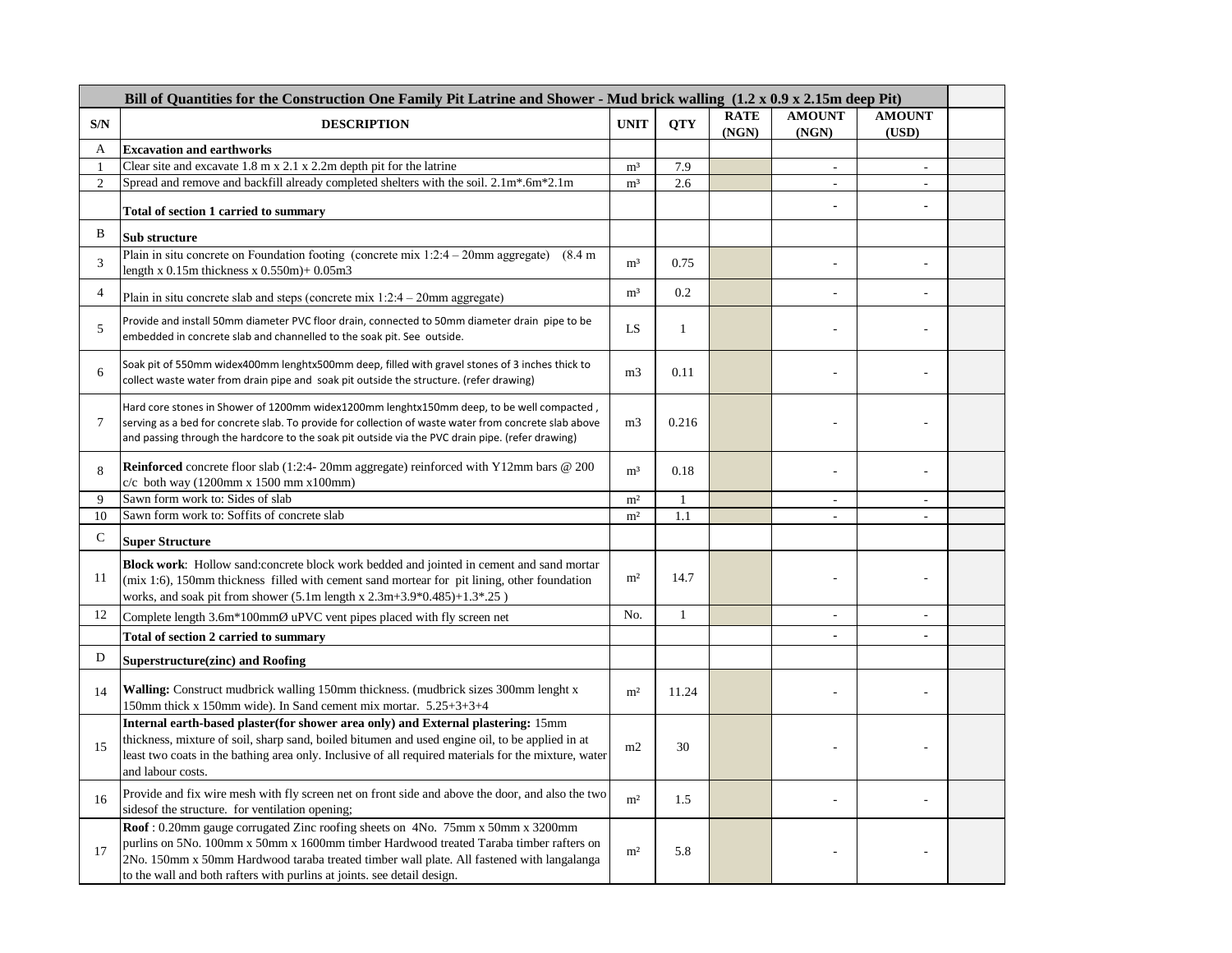| Bill of Quantities for the Construction One Family Pit Latrine and Shower - Mud brick walling (1.2 x 0.9 x 2.15m deep Pit) | | | | | | | |
|---|---|---|---|---|---|---|---|
| S/N | DESCRIPTION | UNIT | QTY | RATE (NGN) | AMOUNT (NGN) | AMOUNT (USD) | |
| A | **Excavation and earthworks** | | | | | | |
| 1 | Clear site and excavate 1.8 m x 2.1 x 2.2m depth pit for the latrine | m³ | 7.9 | | - | - | |
| 2 | Spread and remove and backfill already completed shelters with the soil. 2.1m*.6m*2.1m | m³ | 2.6 | | - | - | |
| | **Total of section 1 carried to summary** | | | | - | - | |
| B | **Sub structure** | | | | | | |
| 3 | Plain in situ concrete on Foundation footing (concrete mix 1:2:4 – 20mm aggregate) (8.4 m length x 0.15m thickness x 0.550m)+ 0.05m3 | m³ | 0.75 | | - | - | |
| 4 | Plain in situ concrete slab and steps (concrete mix 1:2:4 – 20mm aggregate) | m³ | 0.2 | | - | - | |
| 5 | Provide and install 50mm diameter PVC floor drain, connected to 50mm diameter drain pipe to be embedded in concrete slab and channelled to the soak pit. See outside. | LS | 1 | | - | - | |
| 6 | Soak pit of 550mm widex400mm lenghtx500mm deep, filled with gravel stones of 3 inches thick to collect waste water from drain pipe and soak pit outside the structure. (refer drawing) | m3 | 0.11 | | - | - | |
| 7 | Hard core stones in Shower of 1200mm widex1200mm lenghtx150mm deep, to be well compacted , serving as a bed for concrete slab. To provide for collection of waste water from concrete slab above and passing through the hardcore to the soak pit outside via the PVC drain pipe. (refer drawing) | m3 | 0.216 | | - | - | |
| 8 | **Reinforced** concrete floor slab (1:2:4- 20mm aggregate) reinforced with Y12mm bars @ 200 c/c both way (1200mm x 1500 mm x100mm) | m³ | 0.18 | | - | - | |
| 9 | Sawn form work to: Sides of slab | m² | 1 | | - | - | |
| 10 | Sawn form work to: Soffits of concrete slab | m² | 1.1 | | - | - | |
| C | **Super Structure** | | | | | | |
| 11 | **Block work**: Hollow sand:concrete block work bedded and jointed in cement and sand mortar (mix 1:6), 150mm thickness filled with cement sand mortear for pit lining, other foundation works, and soak pit from shower (5.1m length x 2.3m+3.9*0.485)+1.3*.25 ) | m² | 14.7 | | - | - | |
| 12 | Complete length 3.6m*100mmØ uPVC vent pipes placed with fly screen net | No. | 1 | | - | - | |
| | **Total of section 2 carried to summary** | | | | - | - | |
| D | **Superstructure(zinc) and Roofing** | | | | | | |
| 14 | **Walling:** Construct mudbrick walling 150mm thickness. (mudbrick sizes 300mm lenght x 150mm thick x 150mm wide). In Sand cement mix mortar. 5.25+3+3+4 | m² | 11.24 | | - | - | |
| 15 | **Internal earth-based plaster(for shower area only) and External plastering:** 15mm thickness, mixture of soil, sharp sand, boiled bitumen and used engine oil, to be applied in at least two coats in the bathing area only. Inclusive of all required materials for the mixture, water and labour costs. | m2 | 30 | | - | - | |
| 16 | Provide and fix wire mesh with fly screen net on front side and above the door, and also the two sidesof the structure. for ventilation opening; | m² | 1.5 | | - | - | |
| 17 | **Roof** : 0.20mm gauge corrugated Zinc roofing sheets on 4No. 75mm x 50mm x 3200mm purlins on 5No. 100mm x 50mm x 1600mm timber Hardwood treated Taraba timber rafters on 2No. 150mm x 50mm Hardwood taraba treated timber wall plate. All fastened with langalanga to the wall and both rafters with purlins at joints. see detail design. | m² | 5.8 | | - | - | |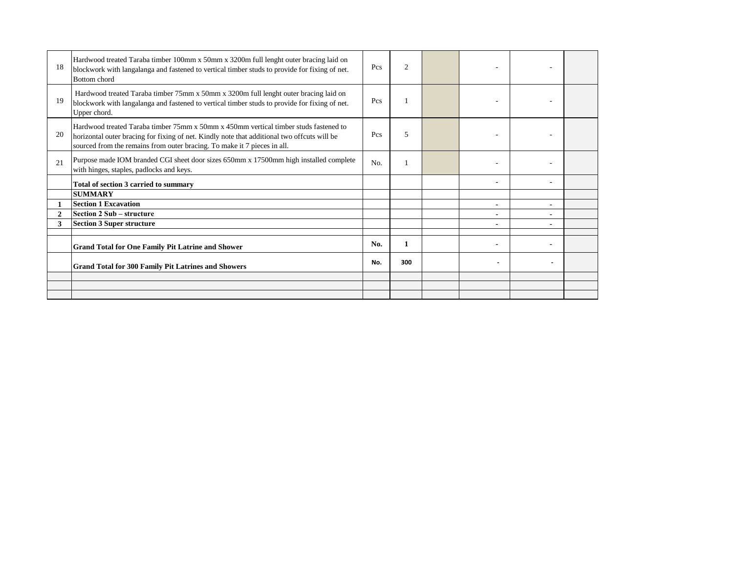| | | | | | | | |
|---|---|---|---|---|---|---|---|
| 18 | Hardwood treated Taraba timber 100mm x 50mm x 3200m full lenght outer bracing laid on blockwork with langalanga and fastened to vertical timber studs to provide for fixing of net. Bottom chord | Pcs | 2 | | - | - | |
| 19 | Hardwood treated Taraba timber 75mm x 50mm x 3200m full lenght outer bracing laid on blockwork with langalanga and fastened to vertical timber studs to provide for fixing of net. Upper chord. | Pcs | 1 | | - | - | |
| 20 | Hardwood treated Taraba timber 75mm x 50mm x 450mm vertical timber studs fastened to horizontal outer bracing for fixing of net. Kindly note that additional two offcuts will be sourced from the remains from outer bracing. To make it 7 pieces in all. | Pcs | 5 | | - | - | |
| 21 | Purpose made IOM branded CGI sheet door sizes 650mm x 17500mm high installed complete with hinges, staples, padlocks and keys. | No. | 1 | | - | - | |
| | **Total of section 3 carried to summary** | | | | - | - | |
| | **SUMMARY** | | | | | | |
| **1** | **Section 1 Excavation** | | | | - | - | |
| **2** | **Section 2 Sub – structure** | | | | - | - | |
| **3** | **Section 3 Super structure** | | | | - | - | |
| | | | | | | | |
| | **Grand Total for One Family Pit Latrine and Shower** | **No.** | **1** | | - | - | |
| | **Grand Total for 300 Family Pit Latrines and Showers** | **No.** | **300** | | - | - | |
| | | | | | | | |
| | | | | | | | |
| | | | | | | | |